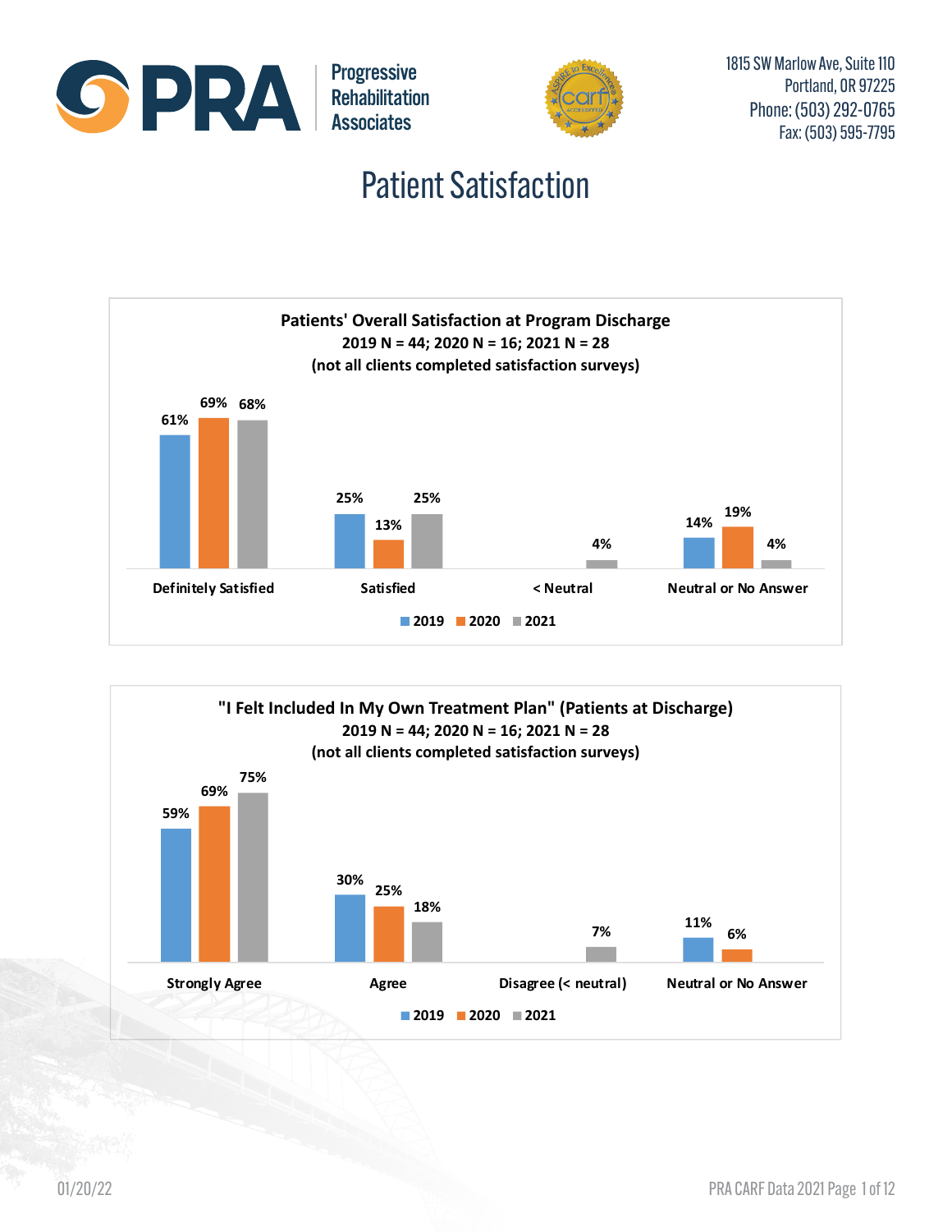PRA Progressive Rehabilitation Associates

1815 SW Marlow Ave, Suite 110
Portland, OR 97225
Phone: (503) 292-0765
Fax: (503) 595-7795

# Patient Satisfaction

**Patients' Overall Satisfaction at Program Discharge**
**2019 N = 44; 2020 N = 16; 2021 N = 28**
**(not all clients completed satisfaction surveys)**

| | 2019 | 2020 | 2021 |
|---|---|---|---|
| Definitely Satisfied | 61% | 69% | 68% |
| Satisfied | 25% | 13% | 25% |
| < Neutral | | | 4% |
| Neutral or No Answer | 14% | 19% | 4% |

**"I Felt Included In My Own Treatment Plan" (Patients at Discharge)**
**2019 N = 44; 2020 N = 16; 2021 N = 28**
**(not all clients completed satisfaction surveys)**

| | 2019 | 2020 | 2021 |
|---|---|---|---|
| Strongly Agree | 59% | 69% | 75% |
| Agree | 30% | 25% | 18% |
| Disagree (< neutral) | | | 7% |
| Neutral or No Answer | 11% | 6% | |

01/20/22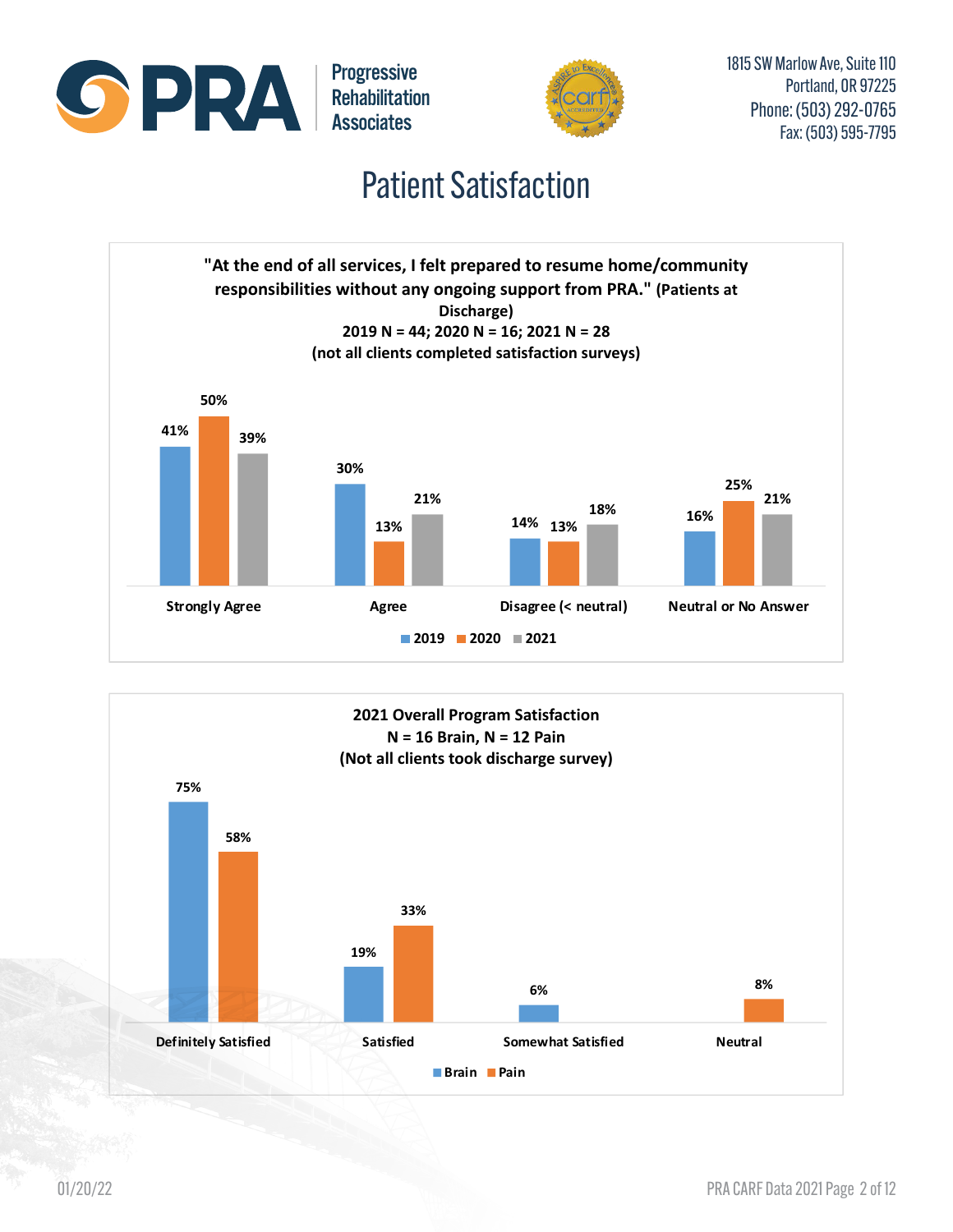# Patient Satisfaction

**"At the end of all services, I felt prepared to resume home/community responsibilities without any ongoing support from PRA." (Patients at Discharge)**
**2019 N = 44; 2020 N = 16; 2021 N = 28**
**(not all clients completed satisfaction surveys)**

| | 2019 | 2020 | 2021 |
|---|---|---|---|
| Strongly Agree | 41% | 50% | 39% |
| Agree | 30% | 13% | 21% |
| Disagree (< neutral) | 14% | 13% | 18% |
| Neutral or No Answer | 16% | 25% | 21% |

**2021 Overall Program Satisfaction**
**N = 16 Brain, N = 12 Pain**
**(Not all clients took discharge survey)**

| | Brain | Pain |
|---|---|---|
| Definitely Satisfied | 75% | 58% |
| Satisfied | 19% | 33% |
| Somewhat Satisfied | 6% | |
| Neutral | | 8% |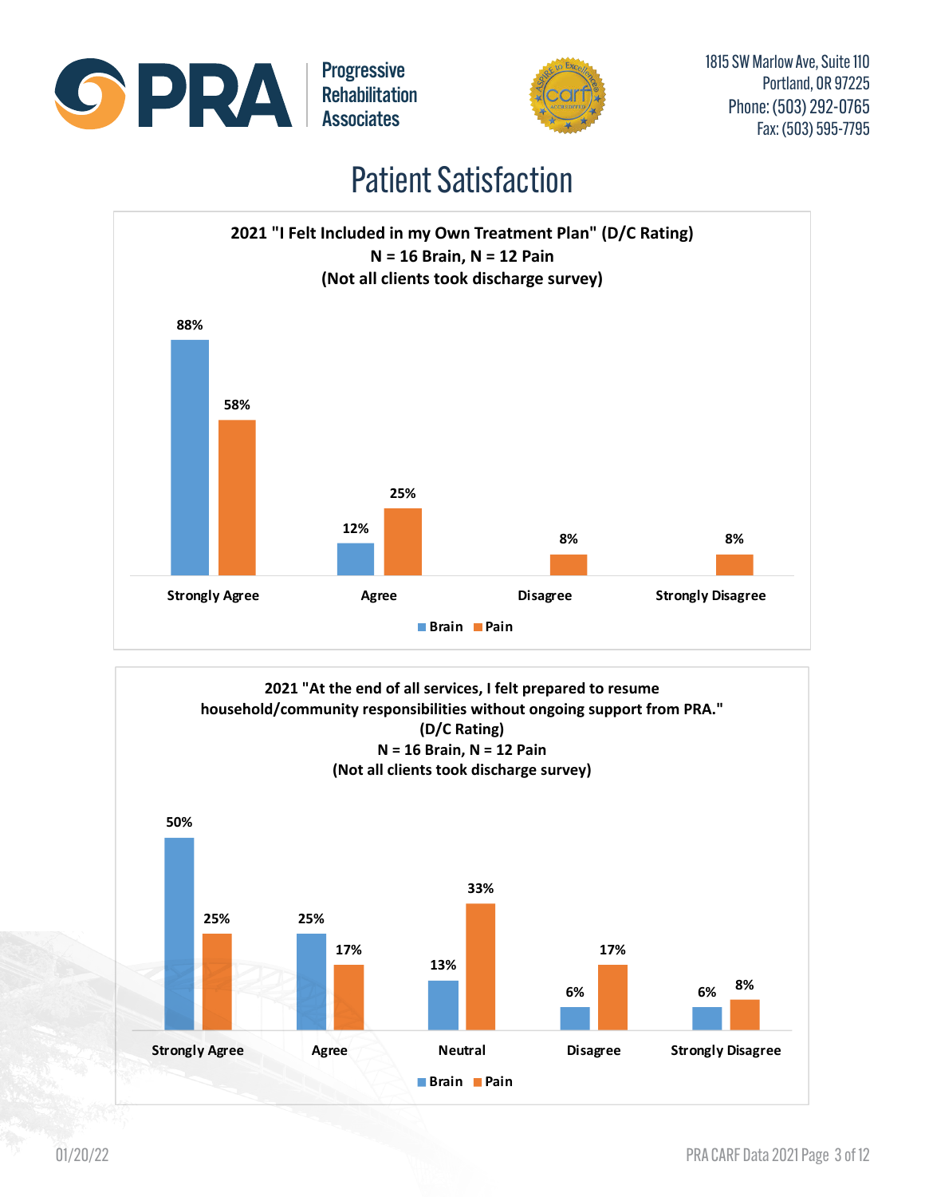Progressive Rehabilitation Associates

1815 SW Marlow Ave, Suite 110
Portland, OR 97225
Phone: (503) 292-0765
Fax: (503) 595-7795

# Patient Satisfaction

**2021 "I Felt Included in my Own Treatment Plan" (D/C Rating)**
**N = 16 Brain, N = 12 Pain**
**(Not all clients took discharge survey)**

| | Brain | Pain |
|---|---|---|
| Strongly Agree | 88% | 58% |
| Agree | 12% | 25% |
| Disagree | | 8% |
| Strongly Disagree | | 8% |

**2021 "At the end of all services, I felt prepared to resume household/community responsibilities without ongoing support from PRA." (D/C Rating)**
**N = 16 Brain, N = 12 Pain**
**(Not all clients took discharge survey)**

| | Brain | Pain |
|---|---|---|
| Strongly Agree | 50% | 25% |
| Agree | 25% | 17% |
| Neutral | 13% | 33% |
| Disagree | 6% | 17% |
| Strongly Disagree | 6% | 8% |

01/20/22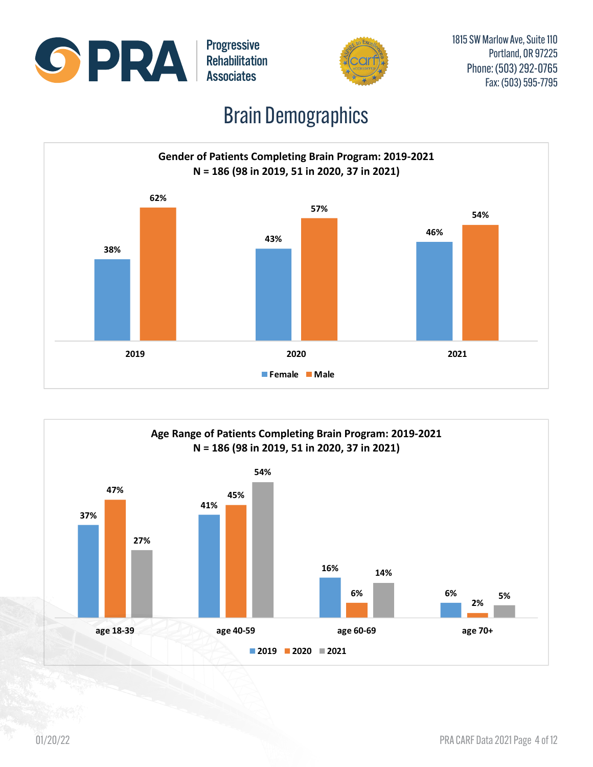Progressive Rehabilitation Associates

1815 SW Marlow Ave, Suite 110
Portland, OR 97225
Phone: (503) 292-0765
Fax: (503) 595-7795

# Brain Demographics

**Gender of Patients Completing Brain Program: 2019-2021**
**N = 186 (98 in 2019, 51 in 2020, 37 in 2021)**

| | 2019 | 2020 | 2021 |
|---|---|---|---|
| Female | 38% | 43% | 46% |
| Male | 62% | 57% | 54% |

**Age Range of Patients Completing Brain Program: 2019-2021**
**N = 186 (98 in 2019, 51 in 2020, 37 in 2021)**

| | age 18-39 | age 40-59 | age 60-69 | age 70+ |
|---|---|---|---|---|
| 2019 | 37% | 41% | 16% | 6% |
| 2020 | 47% | 45% | 6% | 2% |
| 2021 | 27% | 54% | 14% | 5% |

01/20/22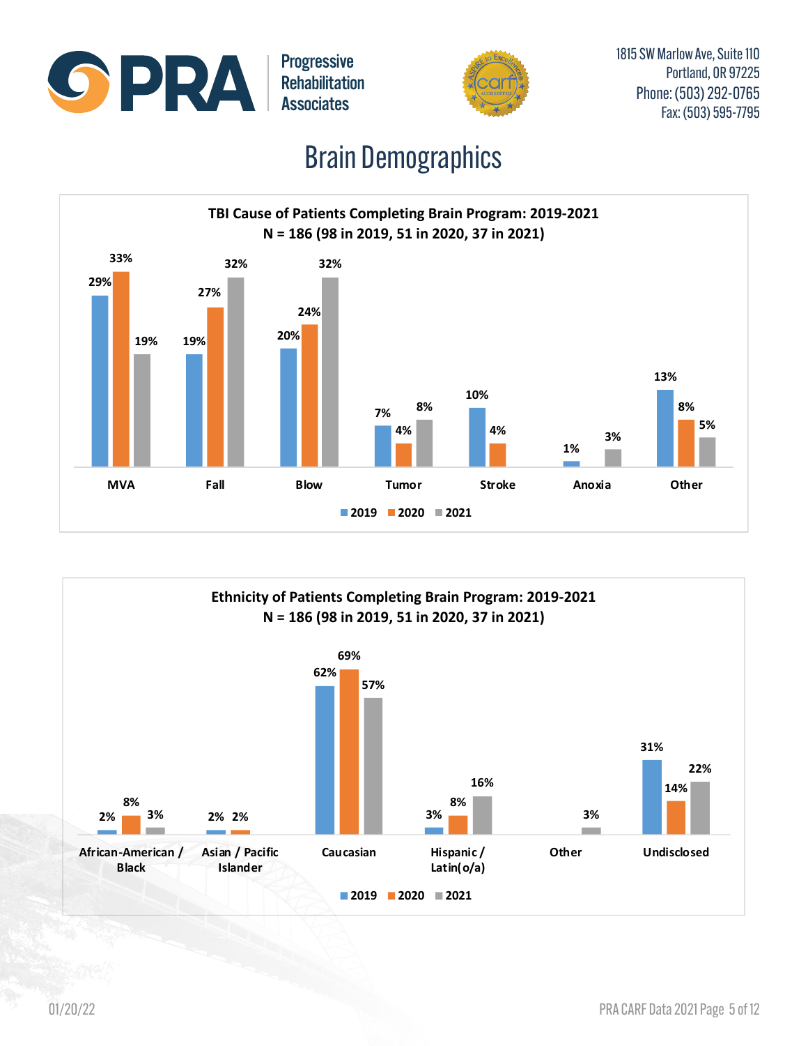Progressive Rehabilitation Associates

1815 SW Marlow Ave, Suite 110
Portland, OR 97225
Phone: (503) 292-0765
Fax: (503) 595-7795

# Brain Demographics

**TBI Cause of Patients Completing Brain Program: 2019-2021**
**N = 186 (98 in 2019, 51 in 2020, 37 in 2021)**

| Cause | 2019 | 2020 | 2021 |
|---|---|---|---|
| MVA | 29% | 33% | 19% |
| Fall | 19% | 27% | 32% |
| Blow | 20% | 24% | 32% |
| Tumor | 7% | 4% | 8% |
| Stroke | 10% | 4% | |
| Anoxia | 1% | | 3% |
| Other | 13% | 8% | 5% |

**Ethnicity of Patients Completing Brain Program: 2019-2021**
**N = 186 (98 in 2019, 51 in 2020, 37 in 2021)**

| Ethnicity | 2019 | 2020 | 2021 |
|---|---|---|---|
| African-American / Black | 2% | 8% | 3% |
| Asian / Pacific Islander | 2% | 2% | |
| Caucasian | 62% | 69% | 57% |
| Hispanic / Latin(o/a) | 3% | 8% | 16% |
| Other | | | 3% |
| Undisclosed | 31% | 14% | 22% |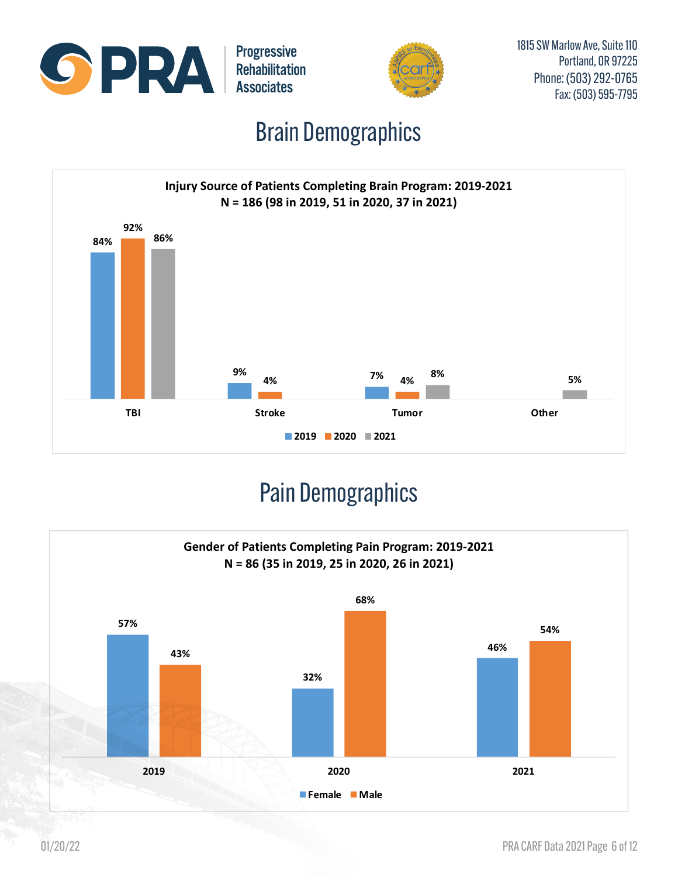# Brain Demographics

**Injury Source of Patients Completing Brain Program: 2019-2021**
**N = 186 (98 in 2019, 51 in 2020, 37 in 2021)**

| | 2019 | 2020 | 2021 |
|---|---|---|---|
| TBI | 84% | 92% | 86% |
| Stroke | 9% | 4% | |
| Tumor | 7% | 4% | 8% |
| Other | | | 5% |

# Pain Demographics

**Gender of Patients Completing Pain Program: 2019-2021**
**N = 86 (35 in 2019, 25 in 2020, 26 in 2021)**

| | Female | Male |
|---|---|---|
| 2019 | 57% | 43% |
| 2020 | 32% | 68% |
| 2021 | 46% | 54% |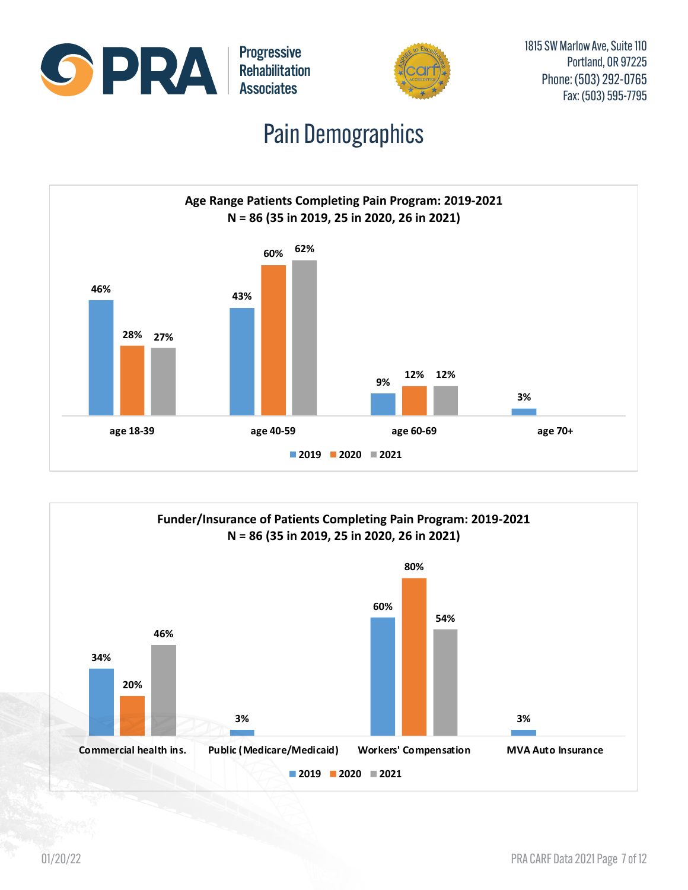Progressive Rehabilitation Associates

1815 SW Marlow Ave, Suite 110
Portland, OR 97225
Phone: (503) 292-0765
Fax: (503) 595-7795

# Pain Demographics

**Age Range Patients Completing Pain Program: 2019-2021**
**N = 86 (35 in 2019, 25 in 2020, 26 in 2021)**

| Age Range | 2019 | 2020 | 2021 |
|---|---|---|---|
| age 18-39 | 46% | 28% | 27% |
| age 40-59 | 43% | 60% | 62% |
| age 60-69 | 9% | 12% | 12% |
| age 70+ | 3% | | |

**Funder/Insurance of Patients Completing Pain Program: 2019-2021**
**N = 86 (35 in 2019, 25 in 2020, 26 in 2021)**

| Funder/Insurance | 2019 | 2020 | 2021 |
|---|---|---|---|
| Commercial health ins. | 34% | 20% | 46% |
| Public (Medicare/Medicaid) | 3% | | |
| Workers' Compensation | 60% | 80% | 54% |
| MVA Auto Insurance | 3% | | |

01/20/22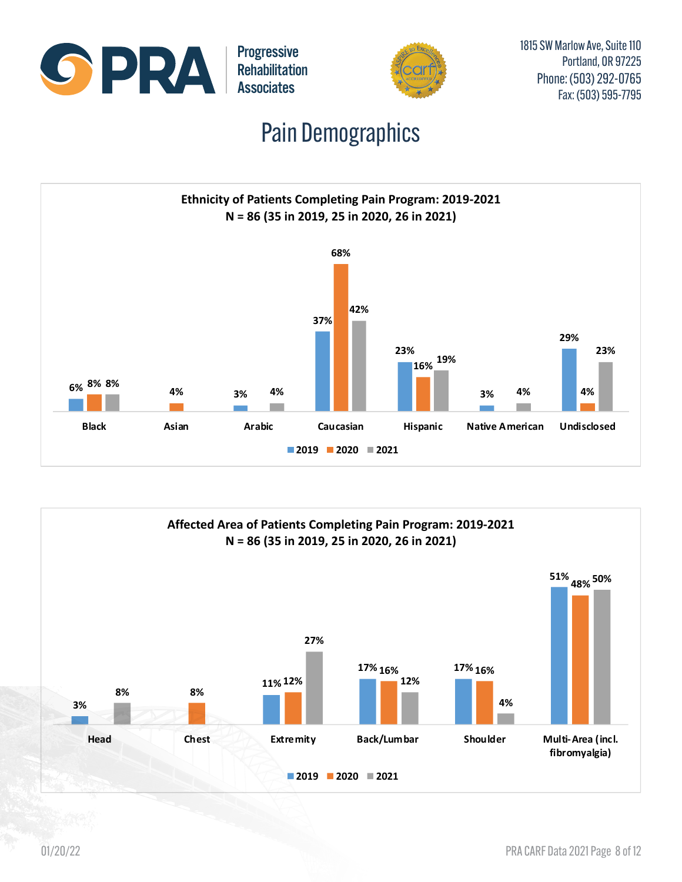Progressive Rehabilitation Associates

1815 SW Marlow Ave, Suite 110
Portland, OR 97225
Phone: (503) 292-0765
Fax: (503) 595-7795

# Pain Demographics

**Ethnicity of Patients Completing Pain Program: 2019-2021**
**N = 86 (35 in 2019, 25 in 2020, 26 in 2021)**

| Ethnicity | 2019 | 2020 | 2021 |
|---|---|---|---|
| Black | 6% | 8% | 8% |
| Asian | | 4% | |
| Arabic | 3% | | 4% |
| Caucasian | 37% | 68% | 42% |
| Hispanic | 23% | 16% | 19% |
| Native American | 3% | | 4% |
| Undisclosed | 29% | 4% | 23% |

**Affected Area of Patients Completing Pain Program: 2019-2021**
**N = 86 (35 in 2019, 25 in 2020, 26 in 2021)**

| Affected Area | 2019 | 2020 | 2021 |
|---|---|---|---|
| Head | 3% | | 8% |
| Chest | | 8% | |
| Extremity | 11% | 12% | 27% |
| Back/Lumbar | 17% | 16% | 12% |
| Shoulder | 17% | 16% | 4% |
| Multi-Area (incl. fibromyalgia) | 51% | 48% | 50% |

01/20/22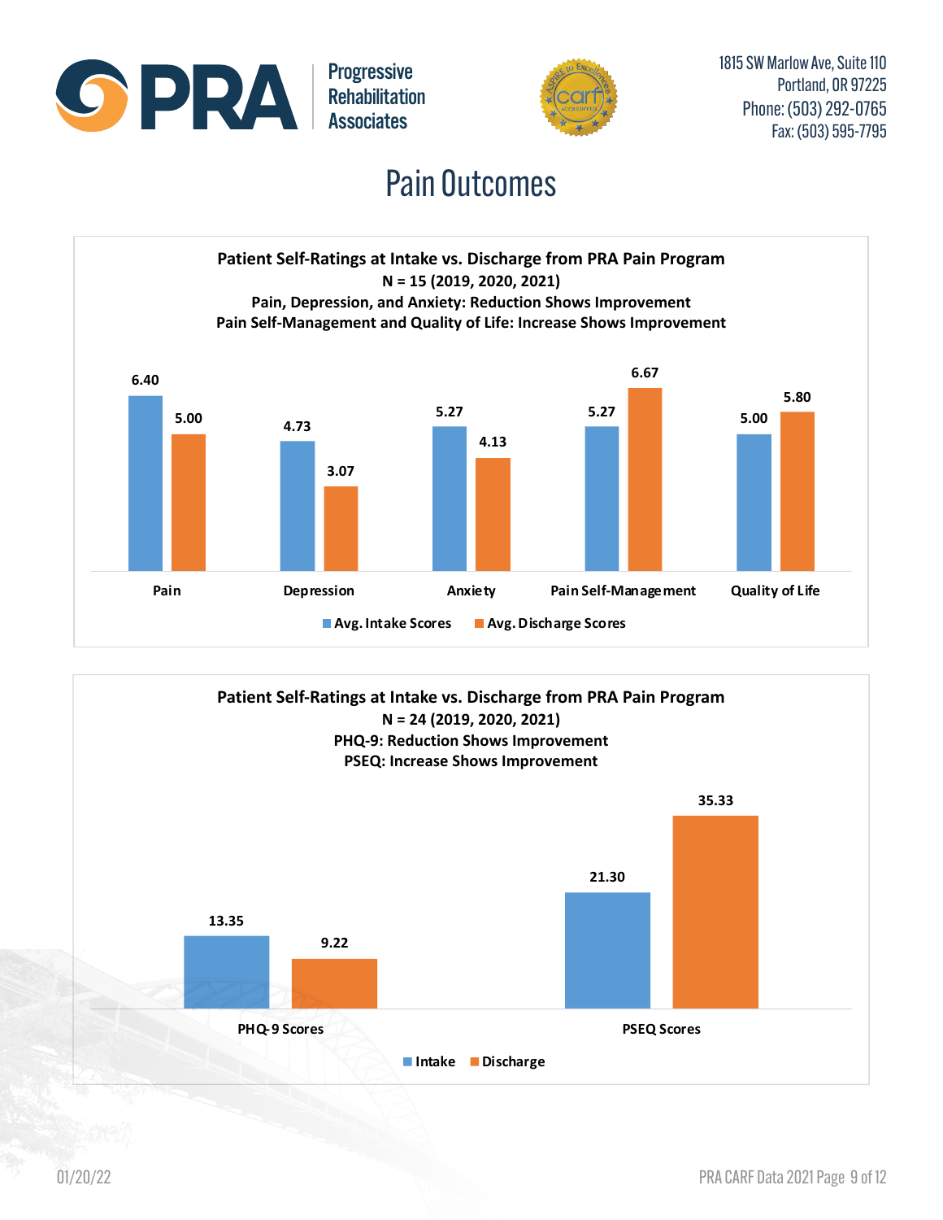Progressive Rehabilitation Associates

1815 SW Marlow Ave, Suite 110
Portland, OR 97225
Phone: (503) 292-0765
Fax: (503) 595-7795

# Pain Outcomes

**Patient Self-Ratings at Intake vs. Discharge from PRA Pain Program**
**N = 15 (2019, 2020, 2021)**
**Pain, Depression, and Anxiety: Reduction Shows Improvement**
**Pain Self-Management and Quality of Life: Increase Shows Improvement**

| | Avg. Intake Scores | Avg. Discharge Scores |
|---|---|---|
| Pain | 6.40 | 5.00 |
| Depression | 4.73 | 3.07 |
| Anxiety | 5.27 | 4.13 |
| Pain Self-Management | 5.27 | 6.67 |
| Quality of Life | 5.00 | 5.80 |

**Patient Self-Ratings at Intake vs. Discharge from PRA Pain Program**
**N = 24 (2019, 2020, 2021)**
**PHQ-9: Reduction Shows Improvement**
**PSEQ: Increase Shows Improvement**

| | Intake | Discharge |
|---|---|---|
| PHQ-9 Scores | 13.35 | 9.22 |
| PSEQ Scores | 21.30 | 35.33 |

01/20/22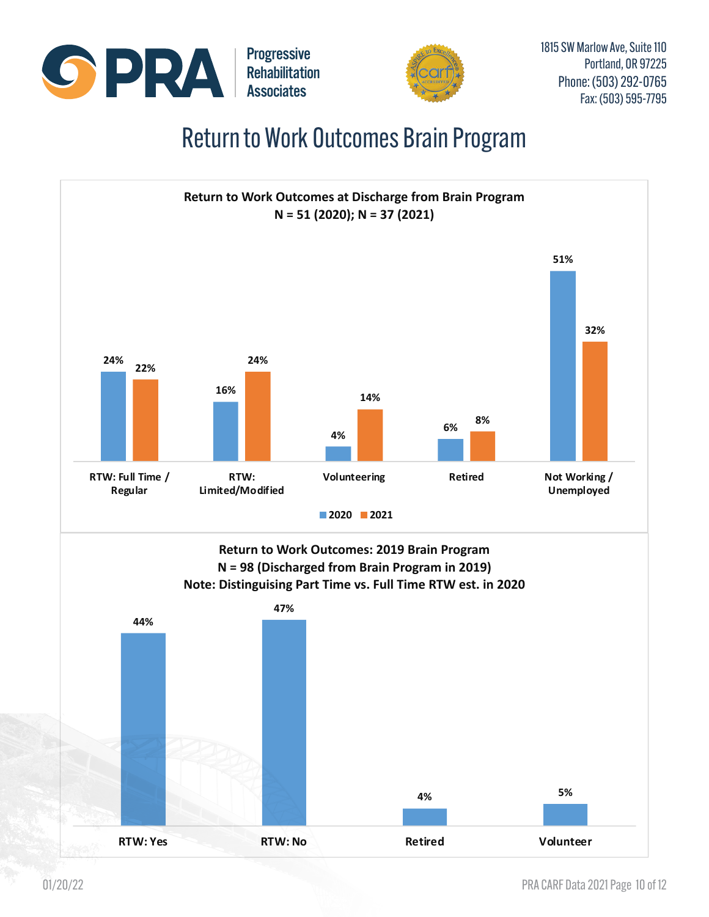# Return to Work Outcomes Brain Program

**Return to Work Outcomes at Discharge from Brain Program**
**N = 51 (2020); N = 37 (2021)**

| Outcome | 2020 | 2021 |
|---|---|---|
| RTW: Full Time / Regular | 24% | 22% |
| RTW: Limited/Modified | 16% | 24% |
| Volunteering | 4% | 14% |
| Retired | 6% | 8% |
| Not Working / Unemployed | 51% | 32% |

**Return to Work Outcomes: 2019 Brain Program**
**N = 98 (Discharged from Brain Program in 2019)**
**Note: Distinguising Part Time vs. Full Time RTW est. in 2020**

| Outcome | 2019 |
|---|---|
| RTW: Yes | 44% |
| RTW: No | 47% |
| Retired | 4% |
| Volunteer | 5% |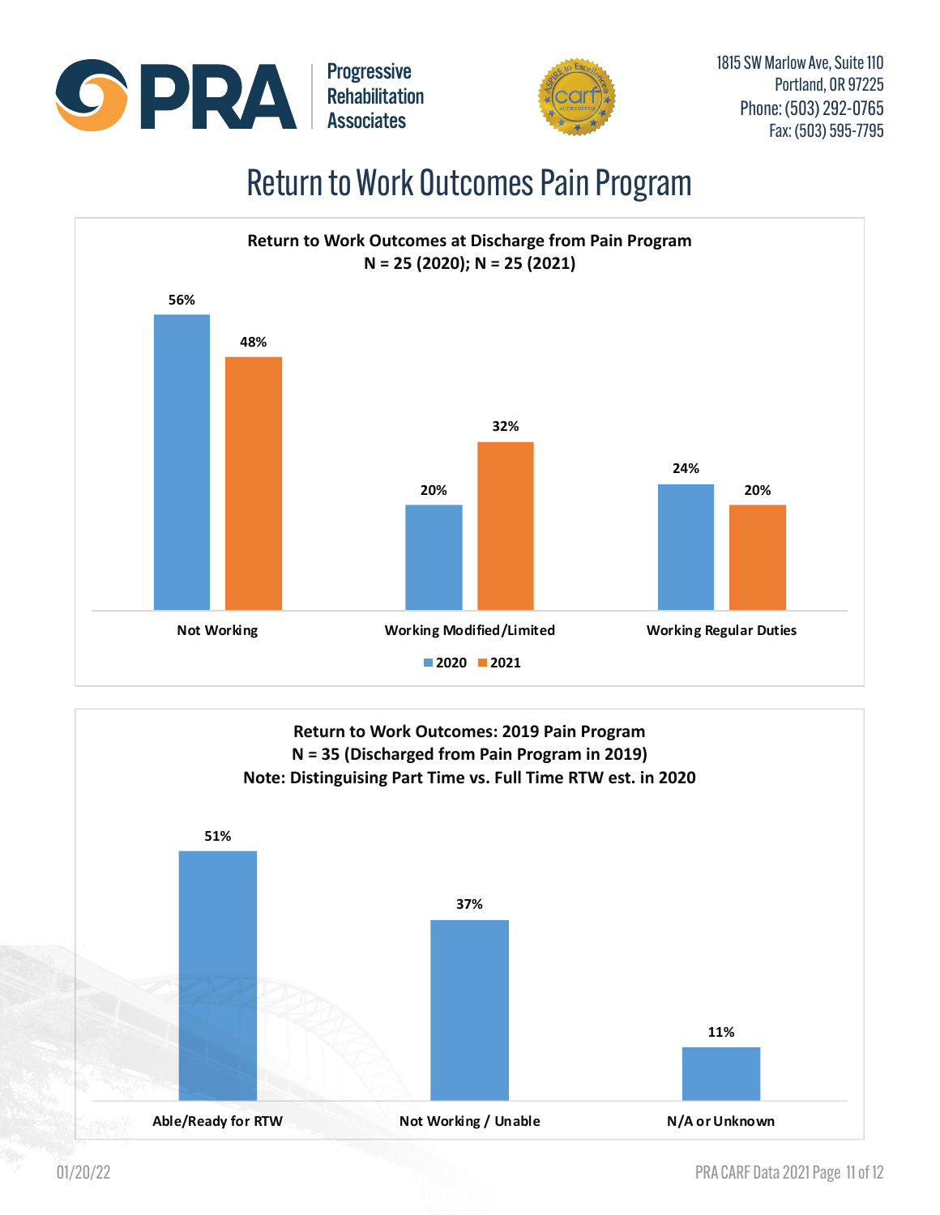Progressive Rehabilitation Associates

1815 SW Marlow Ave, Suite 110
Portland, OR 97225
Phone: (503) 292-0765
Fax: (503) 595-7795

# Return to Work Outcomes Pain Program

**Return to Work Outcomes at Discharge from Pain Program**
**N = 25 (2020); N = 25 (2021)**

| | 2020 | 2021 |
|---|---|---|
| Not Working | 56% | 48% |
| Working Modified/Limited | 20% | 32% |
| Working Regular Duties | 24% | 20% |

**Return to Work Outcomes: 2019 Pain Program**
**N = 35 (Discharged from Pain Program in 2019)**
**Note: Distinguising Part Time vs. Full Time RTW est. in 2020**

| Outcome | % |
|---|---|
| Able/Ready for RTW | 51% |
| Not Working / Unable | 37% |
| N/A or Unknown | 11% |

01/20/22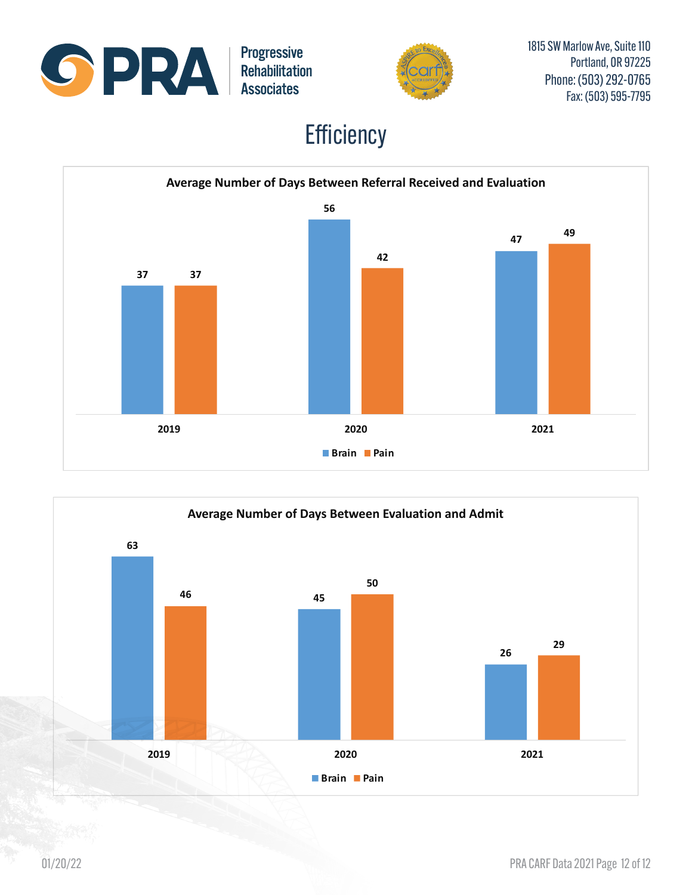PRA Progressive Rehabilitation Associates

1815 SW Marlow Ave, Suite 110
Portland, OR 97225
Phone: (503) 292-0765
Fax: (503) 595-7795

# Efficiency

**Average Number of Days Between Referral Received and Evaluation**

56
42
47
49
37
37

2019
2020
2021

Brain Pain

**Average Number of Days Between Evaluation and Admit**

63
46
45
50
26
29

2019
2020
2021

Brain Pain

01/20/22